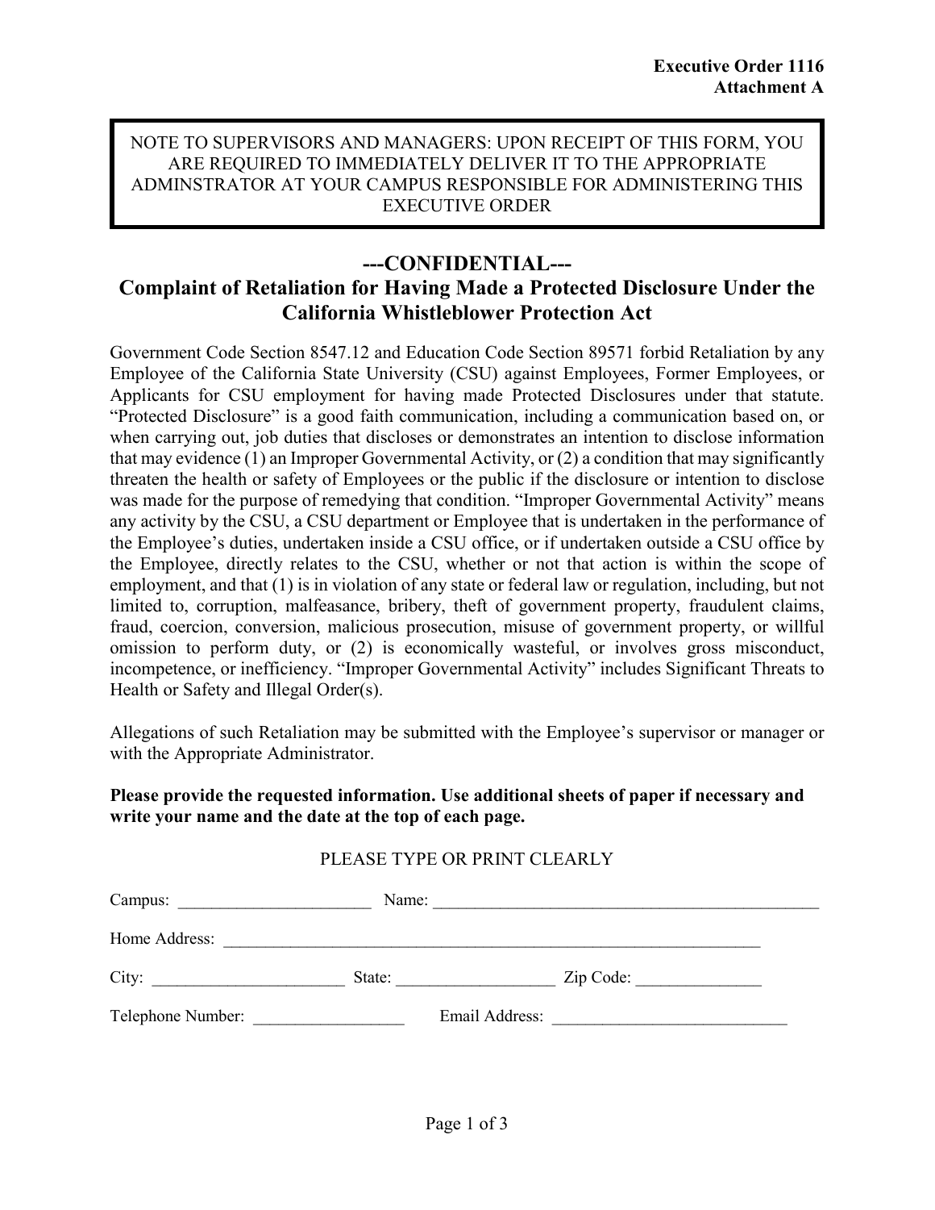**Executive Order 1116**
**Attachment A**

> NOTE TO SUPERVISORS AND MANAGERS: UPON RECEIPT OF THIS FORM, YOU ARE REQUIRED TO IMMEDIATELY DELIVER IT TO THE APPROPRIATE ADMINSTRATOR AT YOUR CAMPUS RESPONSIBLE FOR ADMINISTERING THIS EXECUTIVE ORDER

# ---CONFIDENTIAL---

## Complaint of Retaliation for Having Made a Protected Disclosure Under the California Whistleblower Protection Act

Government Code Section 8547.12 and Education Code Section 89571 forbid Retaliation by any Employee of the California State University (CSU) against Employees, Former Employees, or Applicants for CSU employment for having made Protected Disclosures under that statute. "Protected Disclosure" is a good faith communication, including a communication based on, or when carrying out, job duties that discloses or demonstrates an intention to disclose information that may evidence (1) an Improper Governmental Activity, or (2) a condition that may significantly threaten the health or safety of Employees or the public if the disclosure or intention to disclose was made for the purpose of remedying that condition. "Improper Governmental Activity" means any activity by the CSU, a CSU department or Employee that is undertaken in the performance of the Employee's duties, undertaken inside a CSU office, or if undertaken outside a CSU office by the Employee, directly relates to the CSU, whether or not that action is within the scope of employment, and that (1) is in violation of any state or federal law or regulation, including, but not limited to, corruption, malfeasance, bribery, theft of government property, fraudulent claims, fraud, coercion, conversion, malicious prosecution, misuse of government property, or willful omission to perform duty, or (2) is economically wasteful, or involves gross misconduct, incompetence, or inefficiency. "Improper Governmental Activity" includes Significant Threats to Health or Safety and Illegal Order(s).

Allegations of such Retaliation may be submitted with the Employee's supervisor or manager or with the Appropriate Administrator.

**Please provide the requested information. Use additional sheets of paper if necessary and write your name and the date at the top of each page.**

PLEASE TYPE OR PRINT CLEARLY

Campus: ________________________ Name: ________________________________________________

Home Address: ____________________________________________________________________

City: ________________________ State: ___________________ Zip Code: _______________

Telephone Number: __________________ Email Address: ____________________________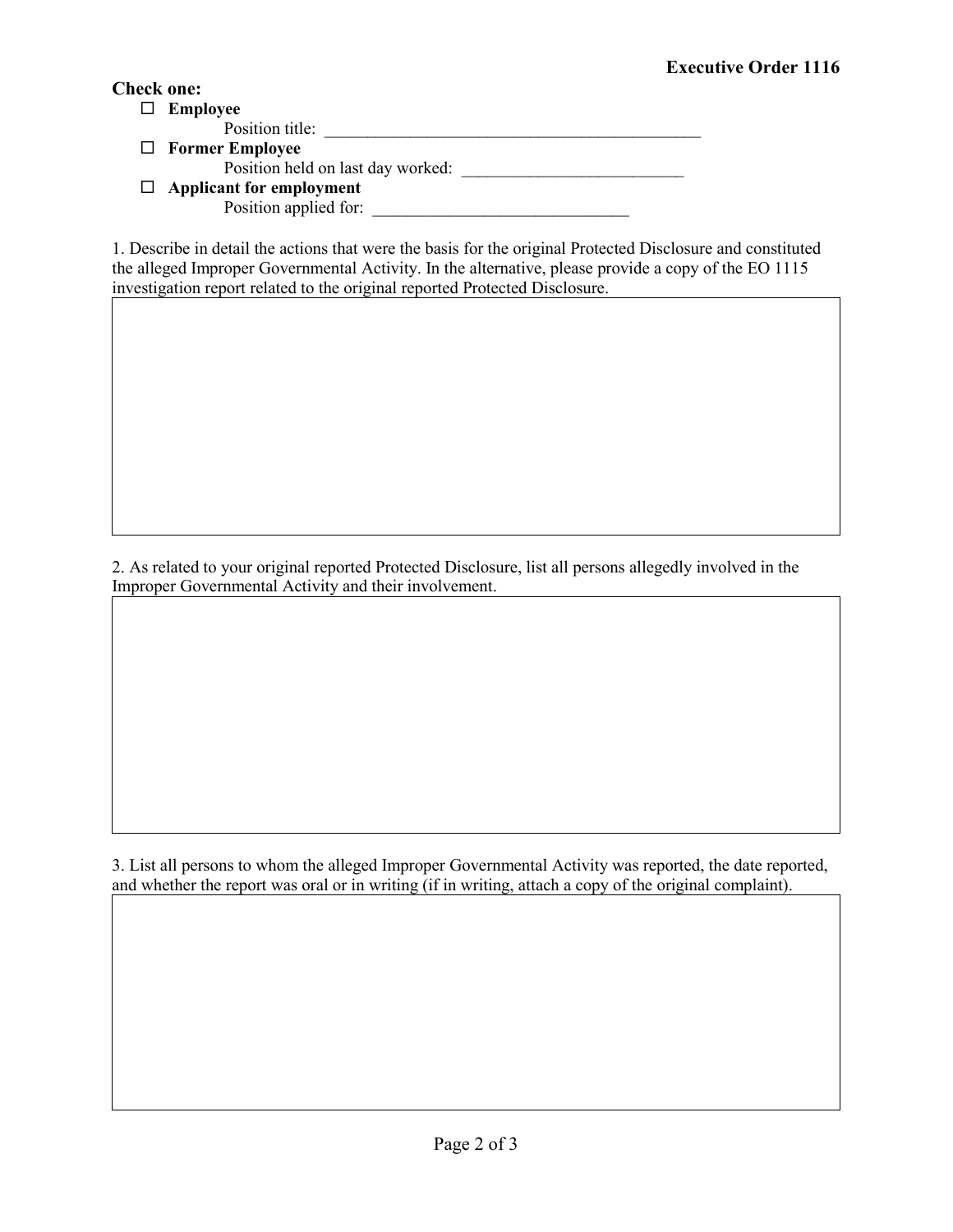**Executive Order 1116**

**Check one:**

- ☐ **Employee**
  Position title: _______________________________________________
- ☐ **Former Employee**
  Position held on last day worked: ___________________________
- ☐ **Applicant for employment**
  Position applied for: _______________________________

1. Describe in detail the actions that were the basis for the original Protected Disclosure and constituted the alleged Improper Governmental Activity. In the alternative, please provide a copy of the EO 1115 investigation report related to the original reported Protected Disclosure.

2. As related to your original reported Protected Disclosure, list all persons allegedly involved in the Improper Governmental Activity and their involvement.

3. List all persons to whom the alleged Improper Governmental Activity was reported, the date reported, and whether the report was oral or in writing (if in writing, attach a copy of the original complaint).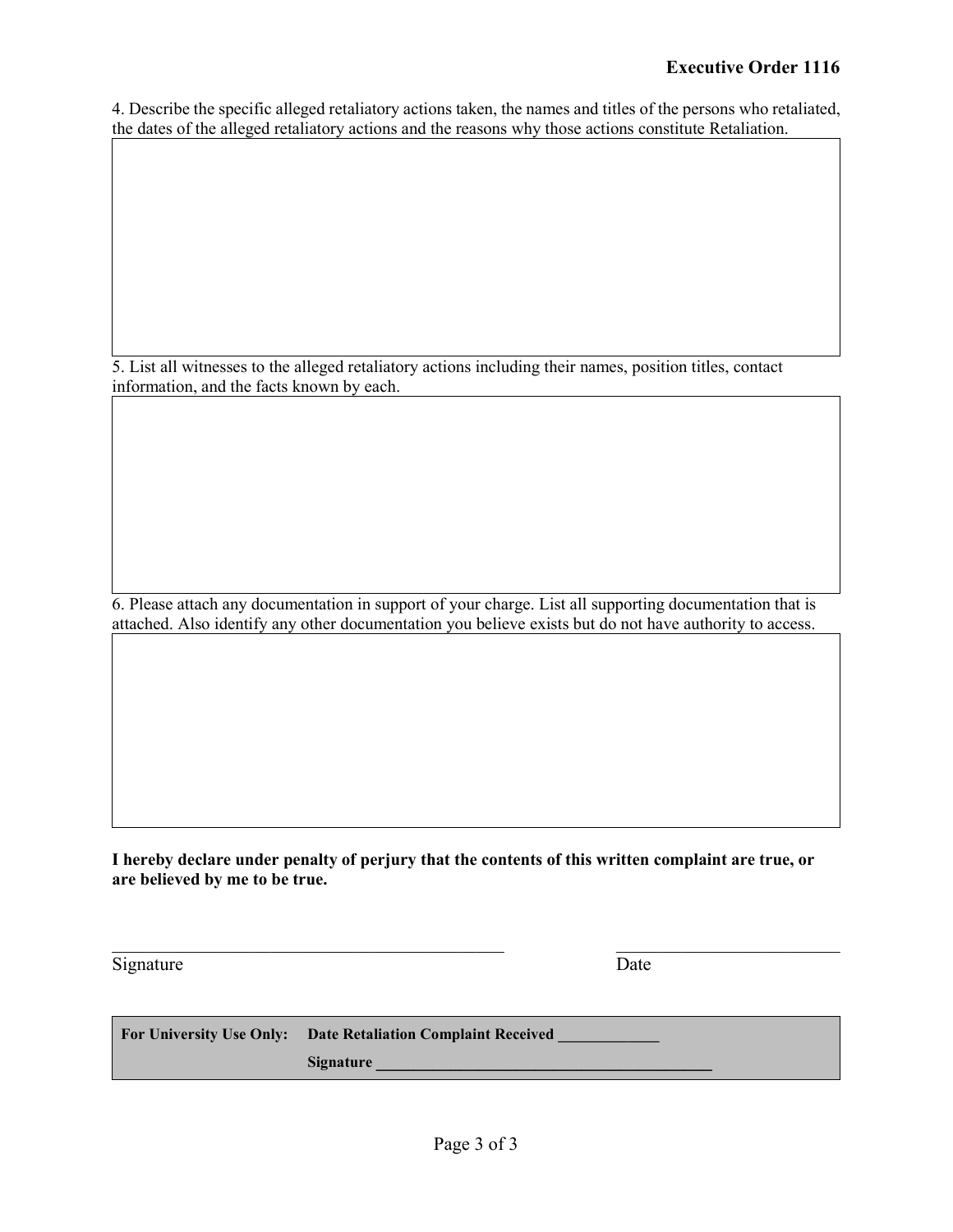4. Describe the specific alleged retaliatory actions taken, the names and titles of the persons who retaliated, the dates of the alleged retaliatory actions and the reasons why those actions constitute Retaliation.

5. List all witnesses to the alleged retaliatory actions including their names, position titles, contact information, and the facts known by each.

6. Please attach any documentation in support of your charge. List all supporting documentation that is attached. Also identify any other documentation you believe exists but do not have authority to access.

**I hereby declare under penalty of perjury that the contents of this written complaint are true, or are believed by me to be true.**

_____________________________________________ Signature

_________________________ Date

**For University Use Only:** **Date Retaliation Complaint Received** _____________

**Signature** ____________________________________________